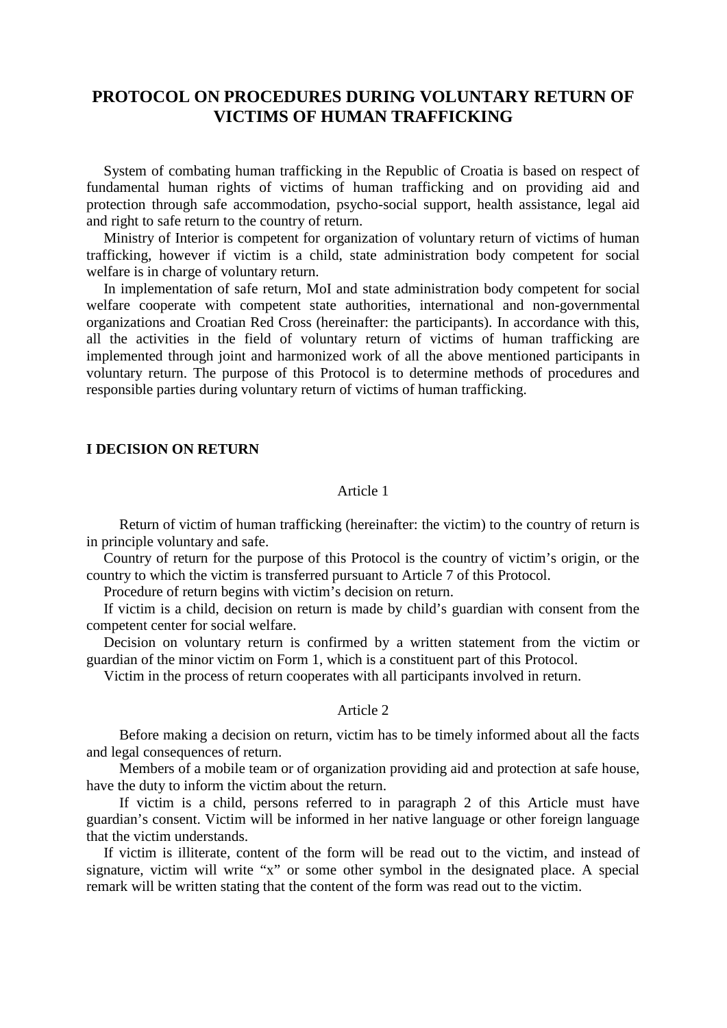# PROTOCOL ON PROCEDURES DURING VOLUNTARY RETURN OF VICTIMS OF HUMAN TRAFFICKING

System of combating human trafficking in the Republic of Croatia is based on respect of fundamental human rights of victims of human trafficking and on providing aid and protection through safe accommodation, psycho-social support, health assistance, legal aid and right to safe return to the country of return.

Ministry of Interior is competent for organization of voluntary return of victims of human trafficking, however if victim is a child, state administration body competent for social welfare is in charge of voluntary return.

In implementation of safe return, MoI and state administration body competent for social welfare cooperate with competent state authorities, international and non-governmental organizations and Croatian Red Cross (hereinafter: the participants). In accordance with this, all the activities in the field of voluntary return of victims of human trafficking are implemented through joint and harmonized work of all the above mentioned participants in voluntary return. The purpose of this Protocol is to determine methods of procedures and responsible parties during voluntary return of victims of human trafficking.

## I DECISION ON RETURN

### Article 1

Return of victim of human trafficking (hereinafter: the victim) to the country of return is in principle voluntary and safe.

Country of return for the purpose of this Protocol is the country of victim's origin, or the country to which the victim is transferred pursuant to Article 7 of this Protocol.

Procedure of return begins with victim's decision on return.

If victim is a child, decision on return is made by child's guardian with consent from the competent center for social welfare.

Decision on voluntary return is confirmed by a written statement from the victim or guardian of the minor victim on Form 1, which is a constituent part of this Protocol.

Victim in the process of return cooperates with all participants involved in return.

### Article 2

Before making a decision on return, victim has to be timely informed about all the facts and legal consequences of return.

Members of a mobile team or of organization providing aid and protection at safe house, have the duty to inform the victim about the return.

If victim is a child, persons referred to in paragraph 2 of this Article must have guardian's consent. Victim will be informed in her native language or other foreign language that the victim understands.

If victim is illiterate, content of the form will be read out to the victim, and instead of signature, victim will write "x" or some other symbol in the designated place. A special remark will be written stating that the content of the form was read out to the victim.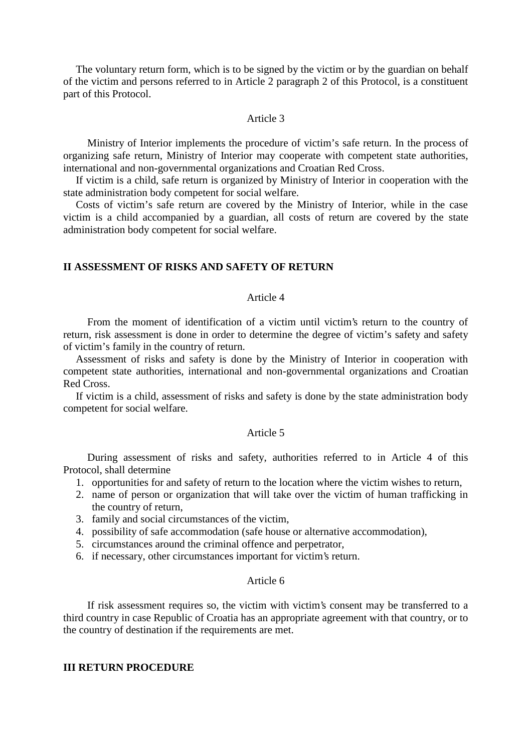The voluntary return form, which is to be signed by the victim or by the guardian on behalf of the victim and persons referred to in Article 2 paragraph 2 of this Protocol, is a constituent part of this Protocol.

Article 3

Ministry of Interior implements the procedure of victim's safe return. In the process of organizing safe return, Ministry of Interior may cooperate with competent state authorities, international and non-governmental organizations and Croatian Red Cross.

If victim is a child, safe return is organized by Ministry of Interior in cooperation with the state administration body competent for social welfare.

Costs of victim's safe return are covered by the Ministry of Interior, while in the case victim is a child accompanied by a guardian, all costs of return are covered by the state administration body competent for social welfare.

## II ASSESSMENT OF RISKS AND SAFETY OF RETURN

Article 4

From the moment of identification of a victim until victim's return to the country of return, risk assessment is done in order to determine the degree of victim's safety and safety of victim's family in the country of return.

Assessment of risks and safety is done by the Ministry of Interior in cooperation with competent state authorities, international and non-governmental organizations and Croatian Red Cross.

If victim is a child, assessment of risks and safety is done by the state administration body competent for social welfare.

Article 5

During assessment of risks and safety, authorities referred to in Article 4 of this Protocol, shall determine

1. opportunities for and safety of return to the location where the victim wishes to return,
2. name of person or organization that will take over the victim of human trafficking in the country of return,
3. family and social circumstances of the victim,
4. possibility of safe accommodation (safe house or alternative accommodation),
5. circumstances around the criminal offence and perpetrator,
6. if necessary, other circumstances important for victim's return.

Article 6

If risk assessment requires so, the victim with victim's consent may be transferred to a third country in case Republic of Croatia has an appropriate agreement with that country, or to the country of destination if the requirements are met.

## III RETURN PROCEDURE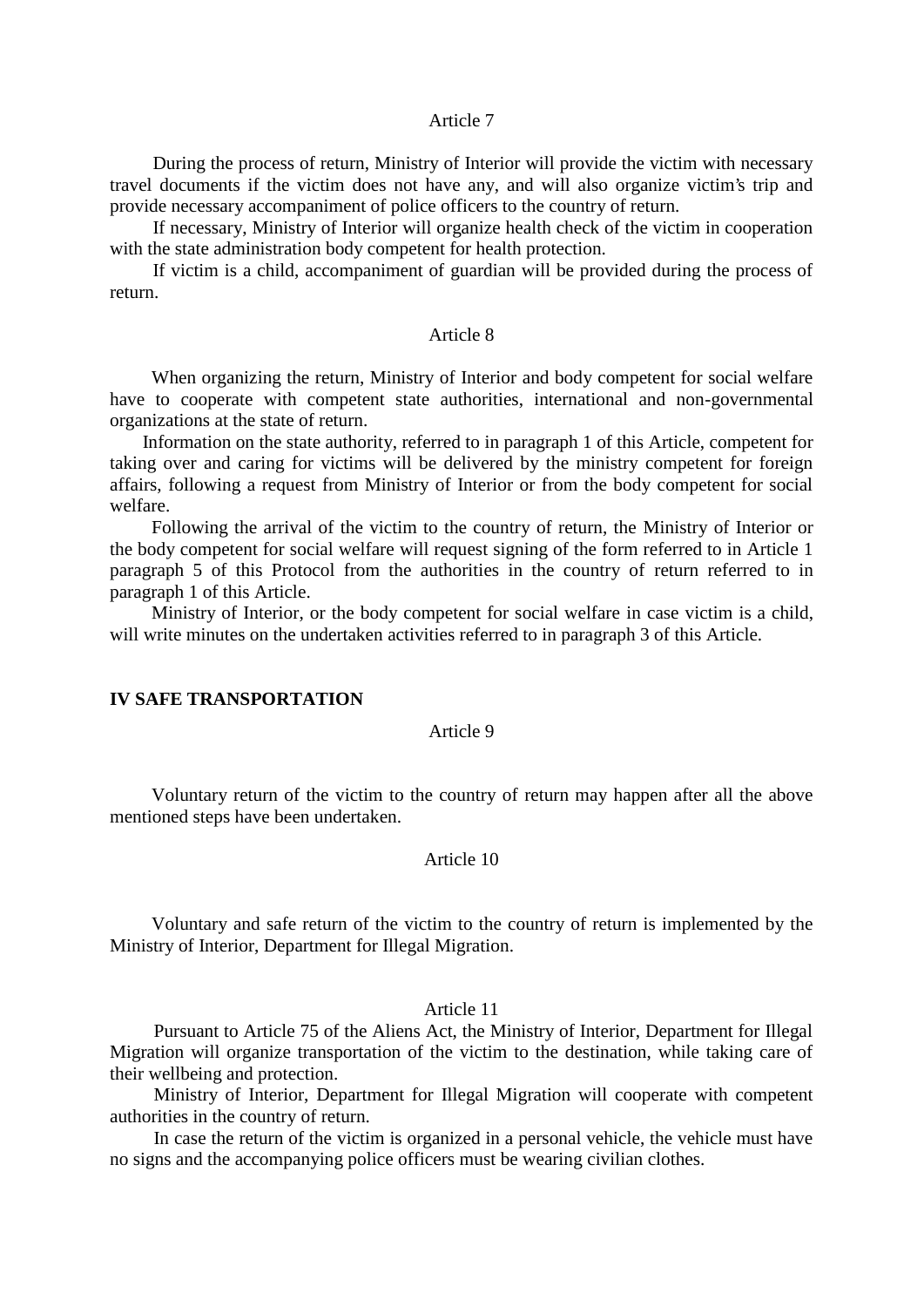### Article 7

During the process of return, Ministry of Interior will provide the victim with necessary travel documents if the victim does not have any, and will also organize victim's trip and provide necessary accompaniment of police officers to the country of return.

If necessary, Ministry of Interior will organize health check of the victim in cooperation with the state administration body competent for health protection.

If victim is a child, accompaniment of guardian will be provided during the process of return.

### Article 8

When organizing the return, Ministry of Interior and body competent for social welfare have to cooperate with competent state authorities, international and non-governmental organizations at the state of return.

Information on the state authority, referred to in paragraph 1 of this Article, competent for taking over and caring for victims will be delivered by the ministry competent for foreign affairs, following a request from Ministry of Interior or from the body competent for social welfare.

Following the arrival of the victim to the country of return, the Ministry of Interior or the body competent for social welfare will request signing of the form referred to in Article 1 paragraph 5 of this Protocol from the authorities in the country of return referred to in paragraph 1 of this Article.

Ministry of Interior, or the body competent for social welfare in case victim is a child, will write minutes on the undertaken activities referred to in paragraph 3 of this Article.

## IV SAFE TRANSPORTATION

### Article 9

Voluntary return of the victim to the country of return may happen after all the above mentioned steps have been undertaken.

### Article 10

Voluntary and safe return of the victim to the country of return is implemented by the Ministry of Interior, Department for Illegal Migration.

### Article 11

Pursuant to Article 75 of the Aliens Act, the Ministry of Interior, Department for Illegal Migration will organize transportation of the victim to the destination, while taking care of their wellbeing and protection.

Ministry of Interior, Department for Illegal Migration will cooperate with competent authorities in the country of return.

In case the return of the victim is organized in a personal vehicle, the vehicle must have no signs and the accompanying police officers must be wearing civilian clothes.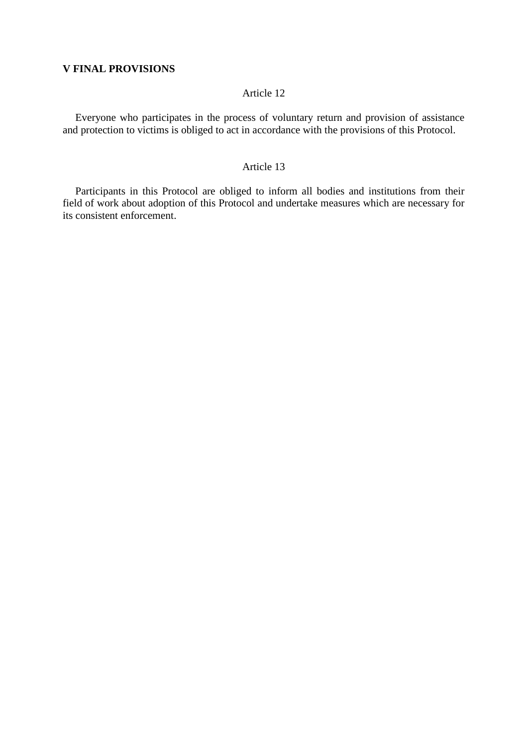## V FINAL PROVISIONS

Article 12

Everyone who participates in the process of voluntary return and provision of assistance and protection to victims is obliged to act in accordance with the provisions of this Protocol.

Article 13

Participants in this Protocol are obliged to inform all bodies and institutions from their field of work about adoption of this Protocol and undertake measures which are necessary for its consistent enforcement.